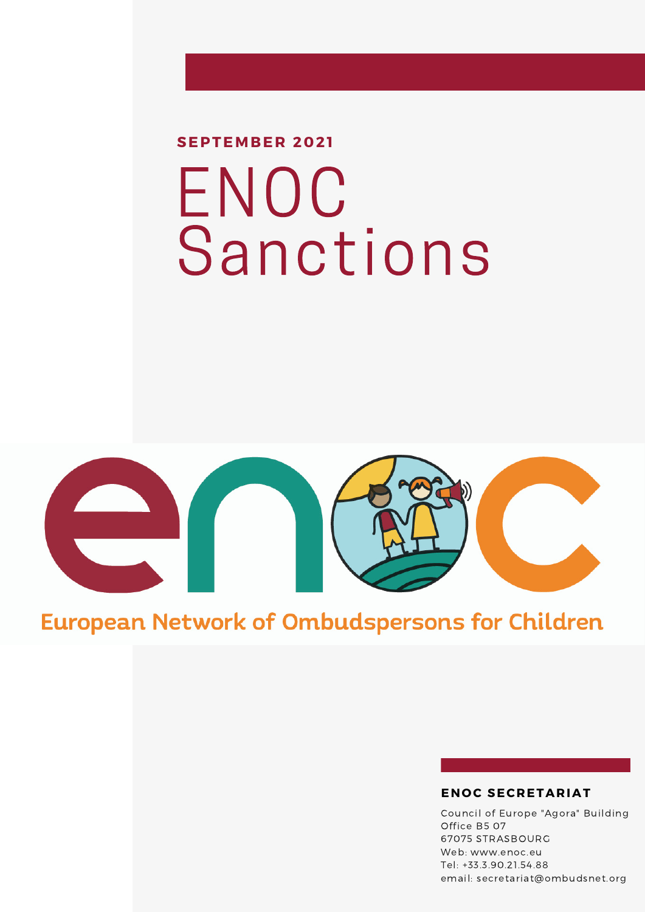**SEPTEMBER 2021**

# ENOC Sanctions

European Network of Ombudspersons for Children

**ENOC SECRETARIAT**

Council of Europe "Agora" Building
Office B5 07
67075 STRASBOURG
Web: www.enoc.eu
Tel: +33.3.90.21.54.88
email: secretariat@ombudsnet.org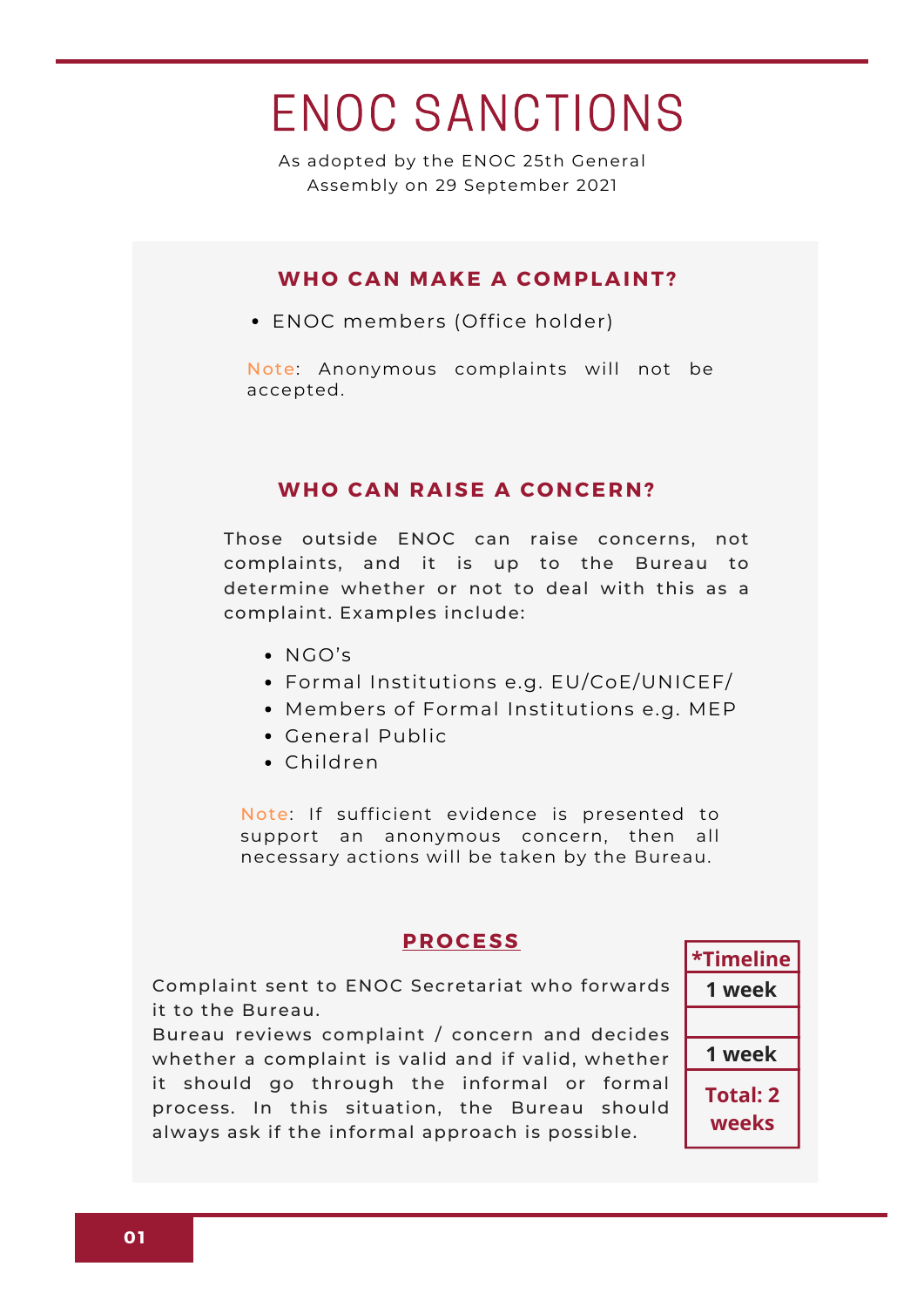# ENOC SANCTIONS

As adopted by the ENOC 25th General Assembly on 29 September 2021

## WHO CAN MAKE A COMPLAINT?

- ENOC members (Office holder)

Note: Anonymous complaints will not be accepted.

## WHO CAN RAISE A CONCERN?

Those outside ENOC can raise concerns, not complaints, and it is up to the Bureau to determine whether or not to deal with this as a complaint. Examples include:

- NGO's
- Formal Institutions e.g. EU/CoE/UNICEF/
- Members of Formal Institutions e.g. MEP
- General Public
- Children

Note: If sufficient evidence is presented to support an anonymous concern, then all necessary actions will be taken by the Bureau.

## PROCESS

| Process | *Timeline |
|---|---|
| Complaint sent to ENOC Secretariat who forwards it to the Bureau. | 1 week |
| Bureau reviews complaint / concern and decides whether a complaint is valid and if valid, whether it should go through the informal or formal process. In this situation, the Bureau should always ask if the informal approach is possible. | 1 week |
| | **Total: 2 weeks** |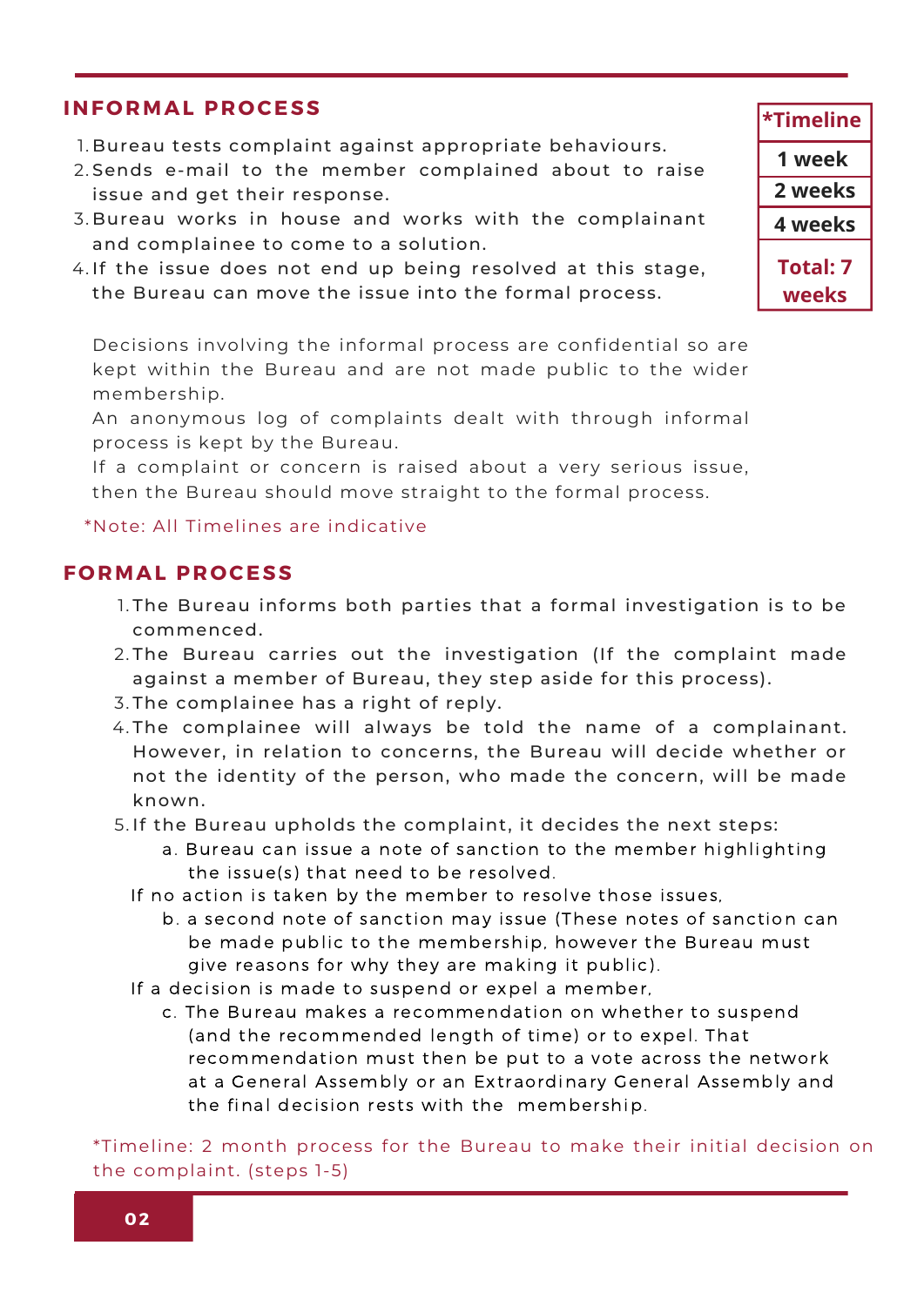## INFORMAL PROCESS

1. Bureau tests complaint against appropriate behaviours.
2. Sends e-mail to the member complained about to raise issue and get their response.
3. Bureau works in house and works with the complainant and complainee to come to a solution.
4. If the issue does not end up being resolved at this stage, the Bureau can move the issue into the formal process.

| *Timeline |
|---|
| 1 week |
| 2 weeks |
| 4 weeks |
| **Total: 7 weeks** |

Decisions involving the informal process are confidential so are kept within the Bureau and are not made public to the wider membership.

An anonymous log of complaints dealt with through informal process is kept by the Bureau.

If a complaint or concern is raised about a very serious issue, then the Bureau should move straight to the formal process.

*Note: All Timelines are indicative

## FORMAL PROCESS

1. The Bureau informs both parties that a formal investigation is to be commenced.
2. The Bureau carries out the investigation (If the complaint made against a member of Bureau, they step aside for this process).
3. The complainee has a right of reply.
4. The complainee will always be told the name of a complainant. However, in relation to concerns, the Bureau will decide whether or not the identity of the person, who made the concern, will be made known.
5. If the Bureau upholds the complaint, it decides the next steps:
   a. Bureau can issue a note of sanction to the member highlighting the issue(s) that need to be resolved.

   If no action is taken by the member to resolve those issues,

   b. a second note of sanction may issue (These notes of sanction can be made public to the membership, however the Bureau must give reasons for why they are making it public).

   If a decision is made to suspend or expel a member,

   c. The Bureau makes a recommendation on whether to suspend (and the recommended length of time) or to expel. That recommendation must then be put to a vote across the network at a General Assembly or an Extraordinary General Assembly and the final decision rests with the membership.

*Timeline: 2 month process for the Bureau to make their initial decision on the complaint. (steps 1-5)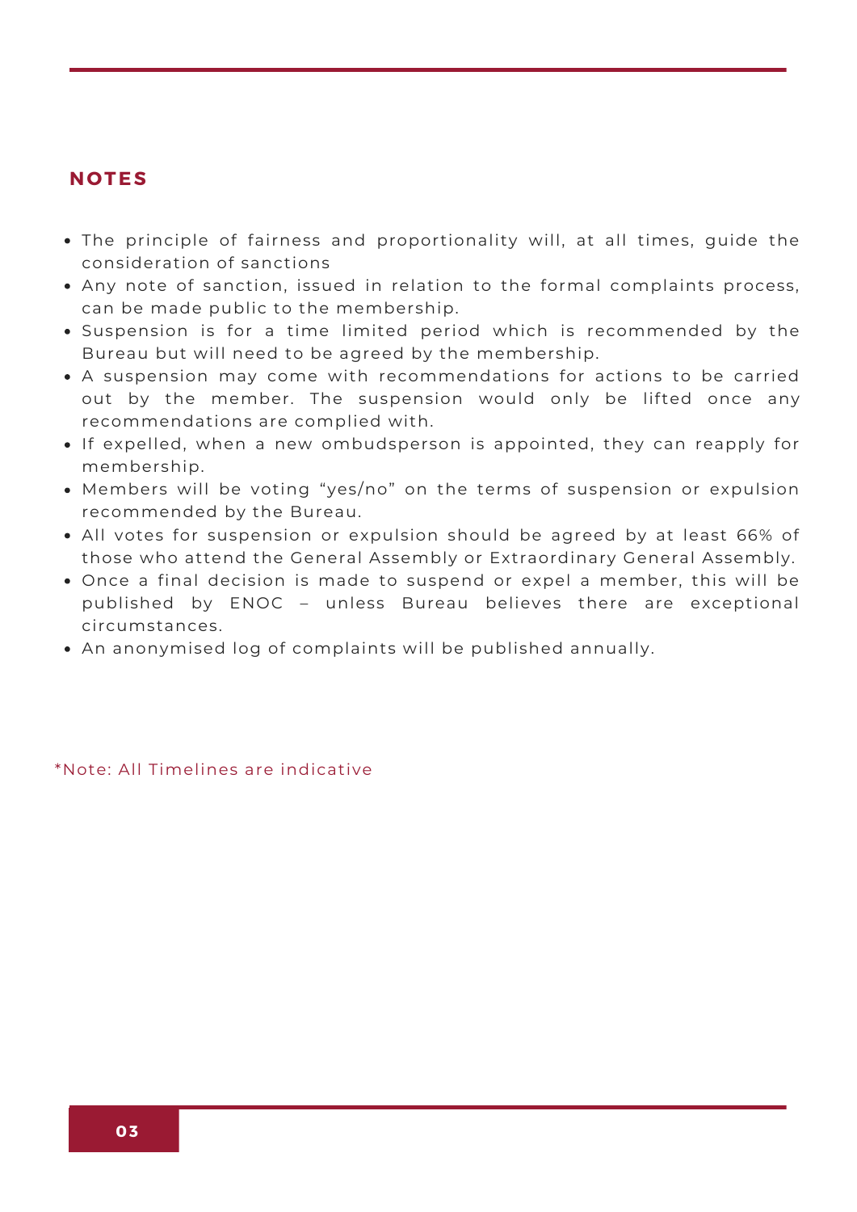## NOTES

- The principle of fairness and proportionality will, at all times, guide the consideration of sanctions
- Any note of sanction, issued in relation to the formal complaints process, can be made public to the membership.
- Suspension is for a time limited period which is recommended by the Bureau but will need to be agreed by the membership.
- A suspension may come with recommendations for actions to be carried out by the member. The suspension would only be lifted once any recommendations are complied with.
- If expelled, when a new ombudsperson is appointed, they can reapply for membership.
- Members will be voting “yes/no” on the terms of suspension or expulsion recommended by the Bureau.
- All votes for suspension or expulsion should be agreed by at least 66% of those who attend the General Assembly or Extraordinary General Assembly.
- Once a final decision is made to suspend or expel a member, this will be published by ENOC – unless Bureau believes there are exceptional circumstances.
- An anonymised log of complaints will be published annually.

*Note: All Timelines are indicative